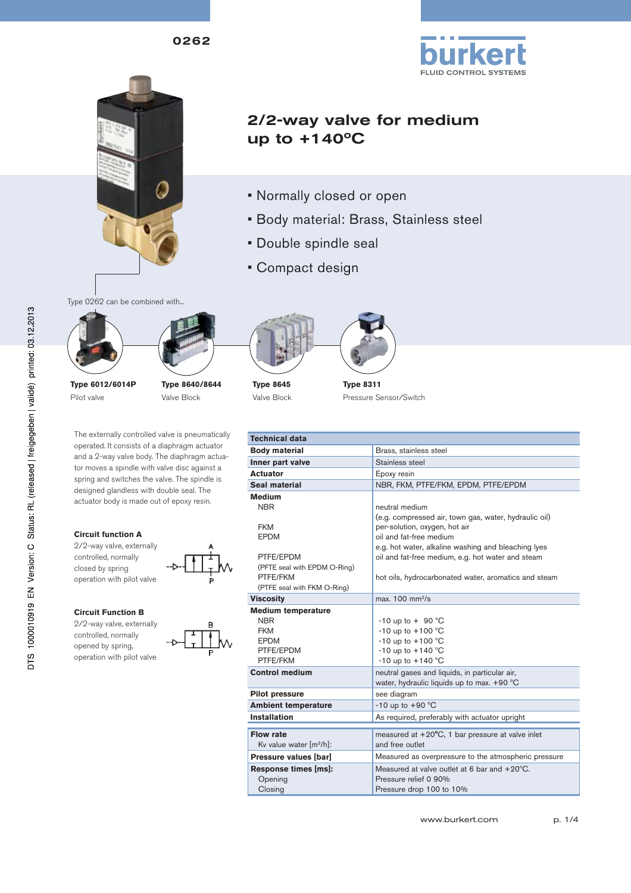0262

# 2/2-way valve for medium up to +140°C

- Normally closed or open
- Body material: Brass, Stainless steel
- Double spindle seal
- Compact design

Type 0262 can be combined with...

**Type 6012/6014P**
Pilot valve

**Type 8640/8644**
Valve Block

**Type 8645**
Valve Block

**Type 8311**
Pressure Sensor/Switch

DTS 1000010919 EN Version: C Status: RL (released | freigegeben | validé) printed: 03.12.2013

The externally controlled valve is pneumatically operated. It consists of a diaphragm actuator and a 2-way valve body. The diaphragm actuator moves a spindle with valve disc against a spring and switches the valve. The spindle is designed glandless with double seal. The actuator body is made out of epoxy resin.

**Circuit function A**

2/2-way valve, externally controlled, normally closed by spring operation with pilot valve

**Circuit Function B**

2/2-way valve, externally controlled, normally opened by spring, operation with pilot valve

| Technical data | |
|---|---|
| **Body material** | Brass, stainless steel |
| **Inner part valve** | Stainless steel |
| **Actuator** | Epoxy resin |
| **Seal material** | NBR, FKM, PTFE/FKM, EPDM, PTFE/EPDM |
| **Medium** | |
| NBR | neutral medium (e.g. compressed air, town gas, water, hydraulic oil) |
| FKM | per-solution, oxygen, hot air |
| EPDM | oil and fat-free medium e.g. hot water, alkaline washing and bleaching lyes |
| PTFE/EPDM (PFTE seal with EPDM O-Ring) | oil and fat-free medium, e.g. hot water and steam |
| PTFE/FKM (PTFE seal with FKM O-Ring) | hot oils, hydrocarbonated water, aromatics and steam |
| **Viscosity** | max. 100 mm²/s |
| **Medium temperature** | |
| NBR | -10 up to + 90 °C |
| FKM | -10 up to +100 °C |
| EPDM | -10 up to +100 °C |
| PTFE/EPDM | -10 up to +140 °C |
| PTFE/FKM | -10 up to +140 °C |
| **Control medium** | neutral gases and liquids, in particular air, water, hydraulic liquids up to max. +90 °C |
| **Pilot pressure** | see diagram |
| **Ambient temperature** | -10 up to +90 °C |
| **Installation** | As required, preferably with actuator upright |
| **Flow rate** Kv value water [m³/h]: | measured at +20°C, 1 bar pressure at valve inlet and free outlet |
| **Pressure values [bar]** | Measured as overpressure to the atmospheric pressure |
| **Response times [ms]:** | Measured at valve outlet at 6 bar and +20°C. |
| Opening | Pressure relief 0 90% |
| Closing | Pressure drop 100 to 10% |

www.burkert.com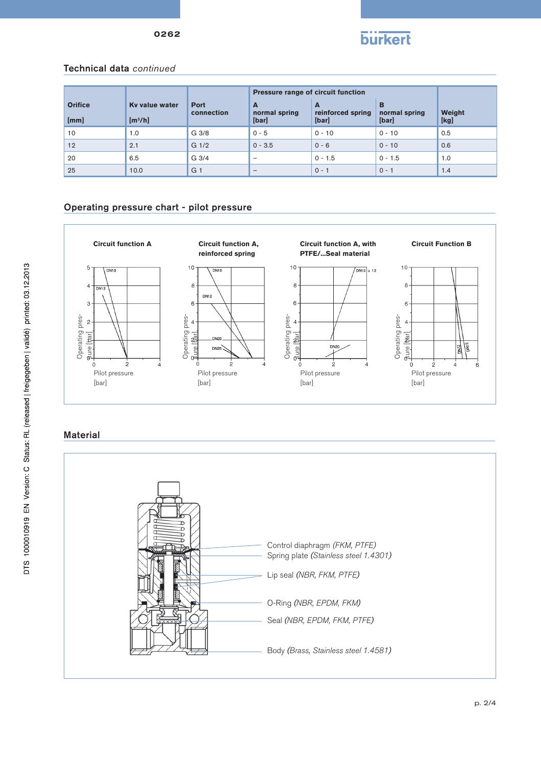## Technical data *continued*

| Orifice [mm] | Kv value water [m³/h] | Port connection | Pressure range of circuit function A normal spring [bar] | A reinforced spring [bar] | B normal spring [bar] | Weight [kg] |
|---|---|---|---|---|---|---|
| 10 | 1.0 | G 3/8 | 0 - 5 | 0 - 10 | 0 - 10 | 0.5 |
| 12 | 2.1 | G 1/2 | 0 - 3.5 | 0 - 6 | 0 - 10 | 0.6 |
| 20 | 6.5 | G 3/4 | – | 0 - 1.5 | 0 - 1.5 | 1.0 |
| 25 | 10.0 | G 1 | – | 0 - 1 | 0 - 1 | 1.4 |

## Operating pressure chart - pilot pressure

**Circuit function A**

DN10
DN12
Operating pressure [bar]
Pilot pressure [bar]
0 1 2 3 4 5
0 2 4

**Circuit function A, reinforced spring**

DN10
DN12
DN20
DN25
Operating pressure [bar]
Pilot pressure [bar]
0 2 4 6 8 10
0 2 4

**Circuit function A, with PTFE/...Seal material**

DN10 u. 12
DN20
Operating pressure [bar]
Pilot pressure [bar]
0 2 4 6 8 10
0 2 4

**Circuit Function B**

DN12
DN10
Operating pressure [bar]
Pilot pressure [bar]
0 2 4 6 8 10
0 2 4 6

## Material

Control diaphragm *(FKM, PTFE)*
Spring plate *(Stainless steel 1.4301)*
Lip seal *(NBR, FKM, PTFE)*
O-Ring *(NBR, EPDM, FKM)*
Seal *(NBR, EPDM, FKM, PTFE)*
Body *(Brass, Stainless steel 1.4581)*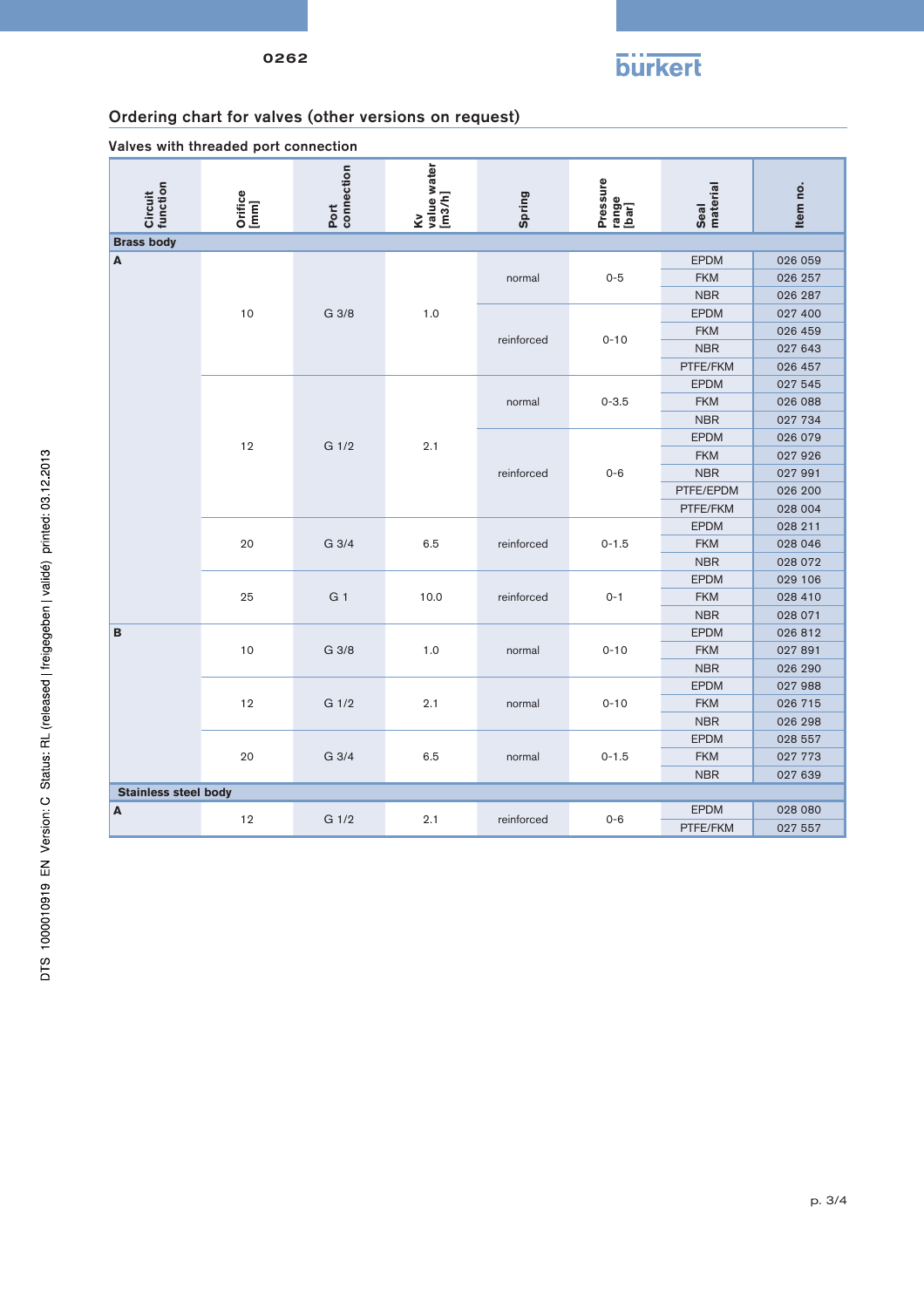## Ordering chart for valves (other versions on request)

### Valves with threaded port connection

| Circuit function | Orifice [mm] | Port connection | Kv value water [m3/h] | Spring | Pressure range [bar] | Seal material | Item no. |
|---|---|---|---|---|---|---|---|
| **Brass body** | | | | | | | |
| A | 10 | G 3/8 | 1.0 | normal | 0-5 | EPDM | 026 059 |
| | | | | | | FKM | 026 257 |
| | | | | | | NBR | 026 287 |
| | | | | reinforced | 0-10 | EPDM | 027 400 |
| | | | | | | FKM | 026 459 |
| | | | | | | NBR | 027 643 |
| | | | | | | PTFE/FKM | 026 457 |
| | 12 | G 1/2 | 2.1 | normal | 0-3.5 | EPDM | 027 545 |
| | | | | | | FKM | 026 088 |
| | | | | | | NBR | 027 734 |
| | | | | reinforced | 0-6 | EPDM | 026 079 |
| | | | | | | FKM | 027 926 |
| | | | | | | NBR | 027 991 |
| | | | | | | PTFE/EPDM | 026 200 |
| | | | | | | PTFE/FKM | 028 004 |
| | 20 | G 3/4 | 6.5 | reinforced | 0-1.5 | EPDM | 028 211 |
| | | | | | | FKM | 028 046 |
| | | | | | | NBR | 028 072 |
| | 25 | G 1 | 10.0 | reinforced | 0-1 | EPDM | 029 106 |
| | | | | | | FKM | 028 410 |
| | | | | | | NBR | 028 071 |
| B | 10 | G 3/8 | 1.0 | normal | 0-10 | EPDM | 026 812 |
| | | | | | | FKM | 027 891 |
| | | | | | | NBR | 026 290 |
| | 12 | G 1/2 | 2.1 | normal | 0-10 | EPDM | 027 988 |
| | | | | | | FKM | 026 715 |
| | | | | | | NBR | 026 298 |
| | 20 | G 3/4 | 6.5 | normal | 0-1.5 | EPDM | 028 557 |
| | | | | | | FKM | 027 773 |
| | | | | | | NBR | 027 639 |
| **Stainless steel body** | | | | | | | |
| A | 12 | G 1/2 | 2.1 | reinforced | 0-6 | EPDM | 028 080 |
| | | | | | | PTFE/FKM | 027 557 |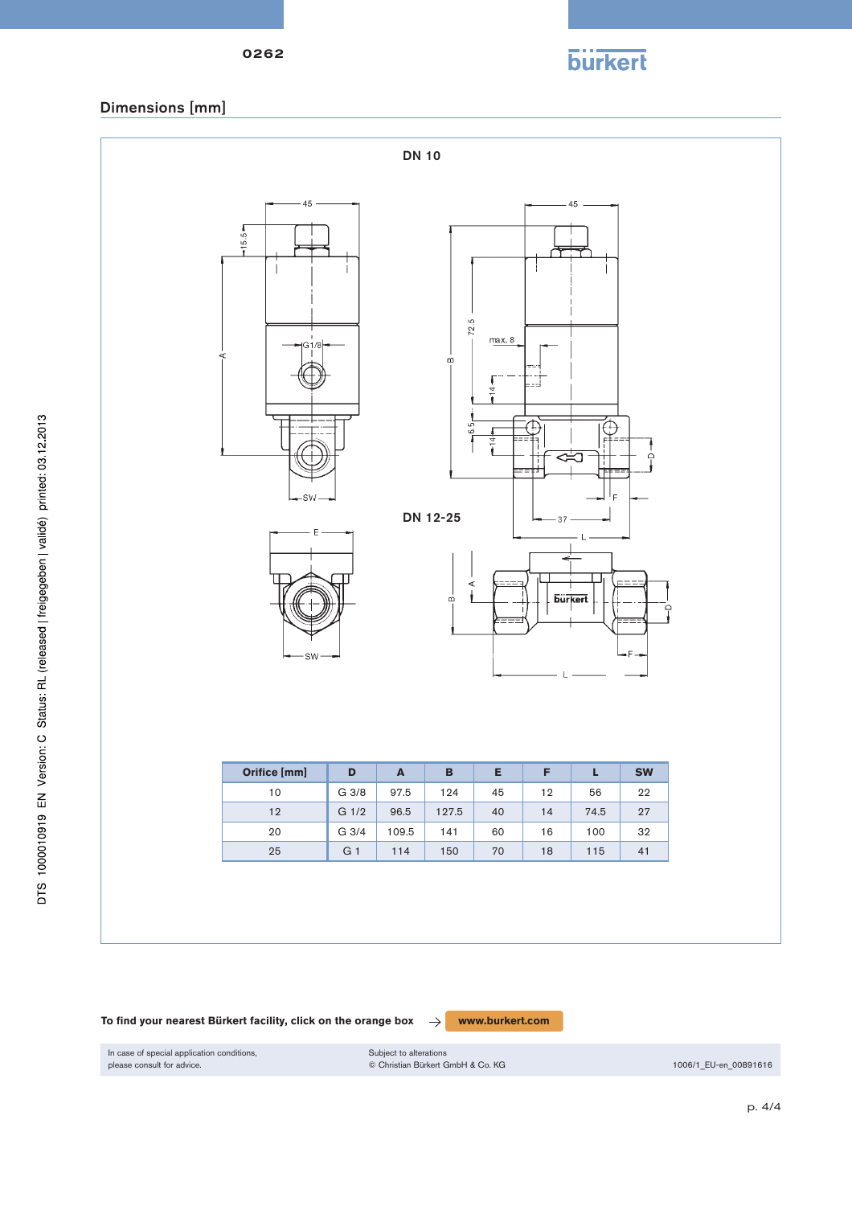## Dimensions [mm]

DN 10

45

15.5

A

G1/8

SW

45

72.5

max. 8

B

14

6.5

14

D

F

37

L

DN 12-25

E

SW

B

A

D

F

L

| Orifice [mm] | D | A | B | E | F | L | SW |
|---|---|---|---|---|---|---|---|
| 10 | G 3/8 | 97.5 | 124 | 45 | 12 | 56 | 22 |
| 12 | G 1/2 | 96.5 | 127.5 | 40 | 14 | 74.5 | 27 |
| 20 | G 3/4 | 109.5 | 141 | 60 | 16 | 100 | 32 |
| 25 | G 1 | 114 | 150 | 70 | 18 | 115 | 41 |

**To find your nearest Bürkert facility, click on the orange box** → **www.burkert.com**

In case of special application conditions, please consult for advice.

Subject to alterations
© Christian Bürkert GmbH & Co. KG

1006/1_EU-en_00891616